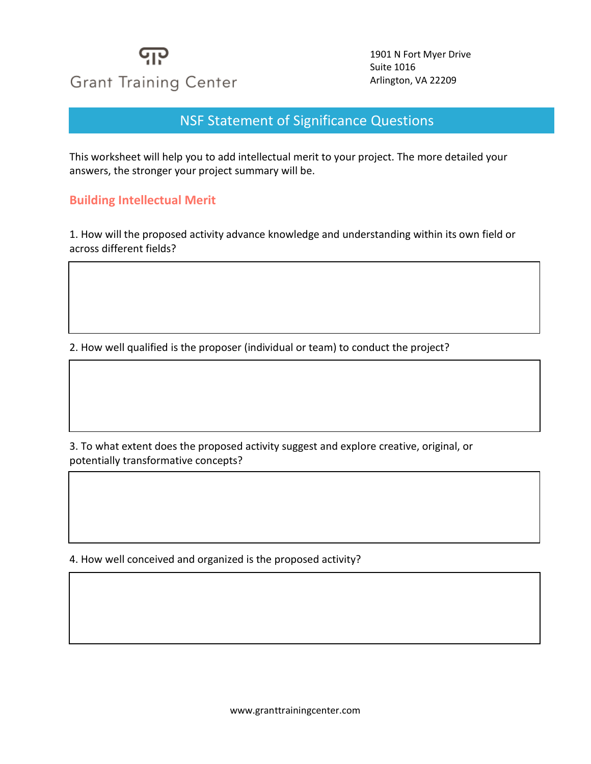Grant Training Center

1901 N Fort Myer Drive
Suite 1016
Arlington, VA 22209

# NSF Statement of Significance Questions

This worksheet will help you to add intellectual merit to your project. The more detailed your answers, the stronger your project summary will be.

## Building Intellectual Merit

1. How will the proposed activity advance knowledge and understanding within its own field or across different fields?

2. How well qualified is the proposer (individual or team) to conduct the project?

3. To what extent does the proposed activity suggest and explore creative, original, or potentially transformative concepts?

4. How well conceived and organized is the proposed activity?

www.granttrainingcenter.com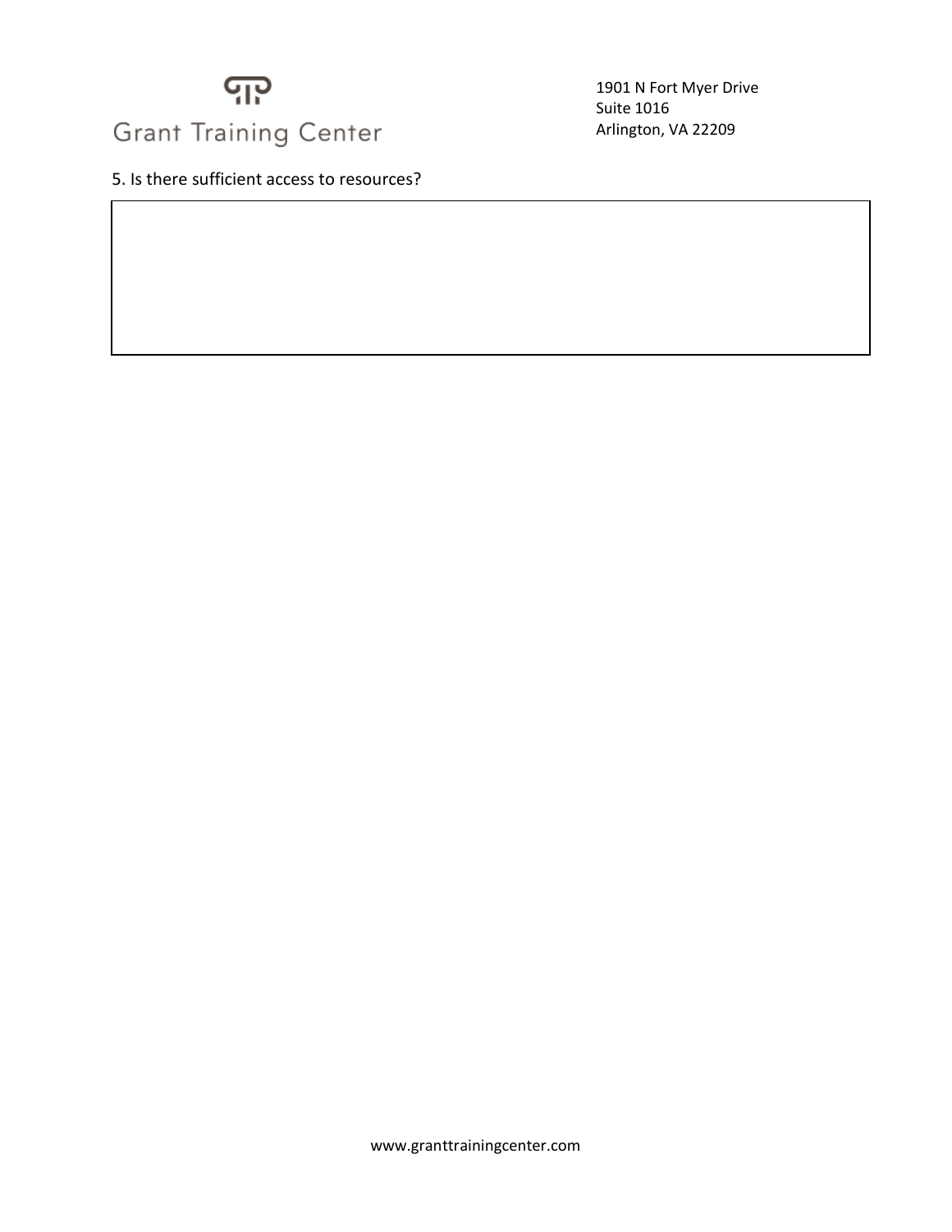5. Is there sufficient access to resources?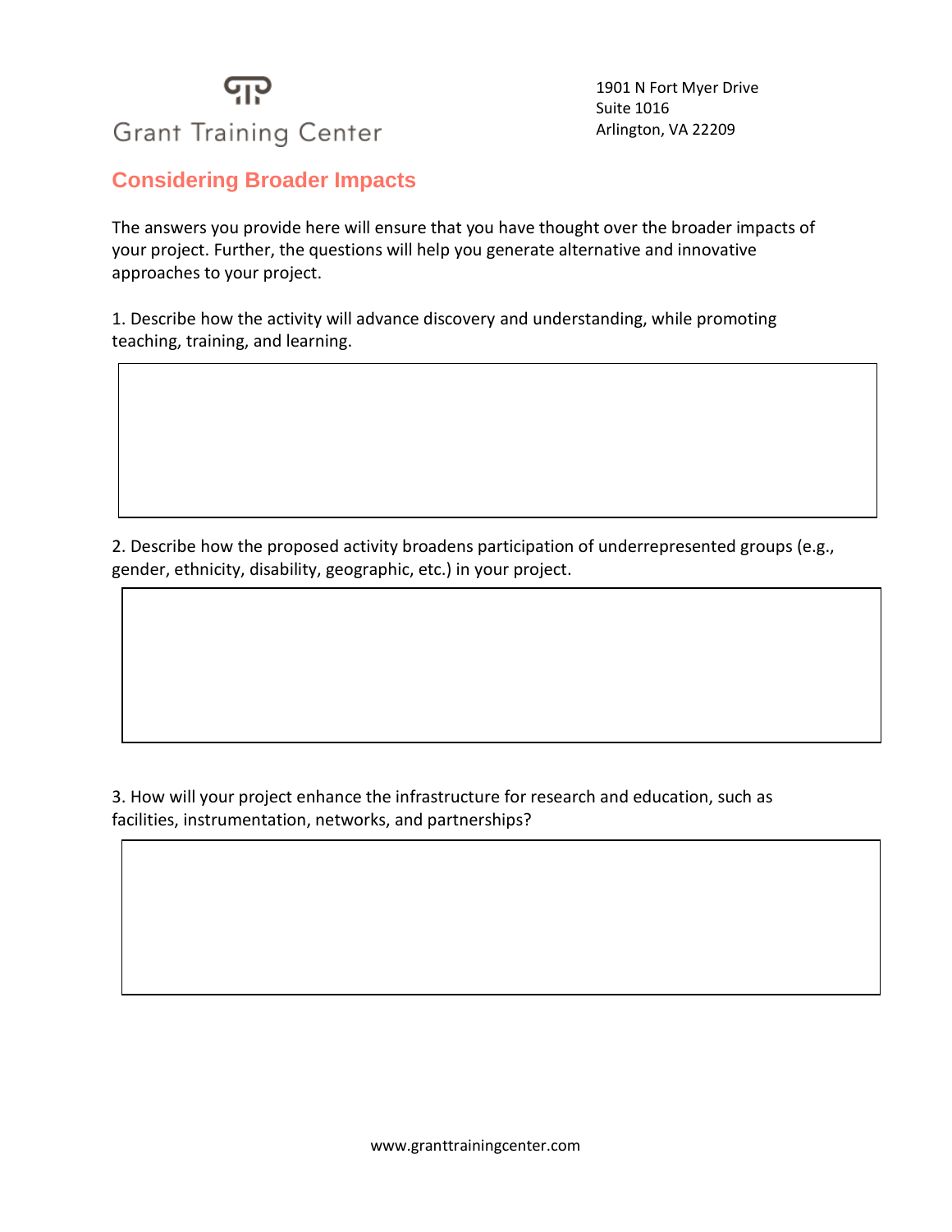Grant Training Center

1901 N Fort Myer Drive
Suite 1016
Arlington, VA 22209

## Considering Broader Impacts

The answers you provide here will ensure that you have thought over the broader impacts of your project. Further, the questions will help you generate alternative and innovative approaches to your project.

1. Describe how the activity will advance discovery and understanding, while promoting teaching, training, and learning.

2. Describe how the proposed activity broadens participation of underrepresented groups (e.g., gender, ethnicity, disability, geographic, etc.) in your project.

3. How will your project enhance the infrastructure for research and education, such as facilities, instrumentation, networks, and partnerships?

www.granttrainingcenter.com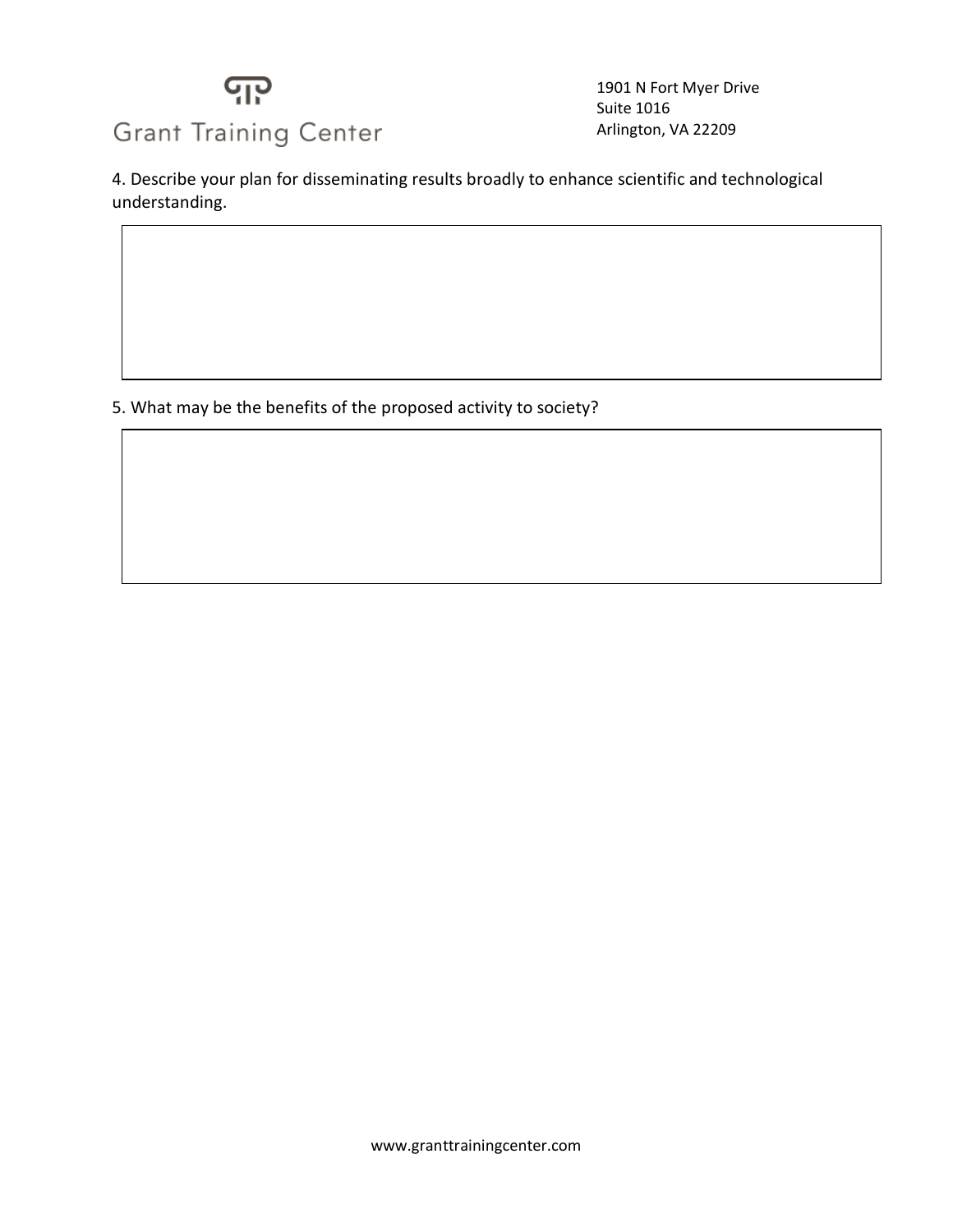4. Describe your plan for disseminating results broadly to enhance scientific and technological understanding.

5. What may be the benefits of the proposed activity to society?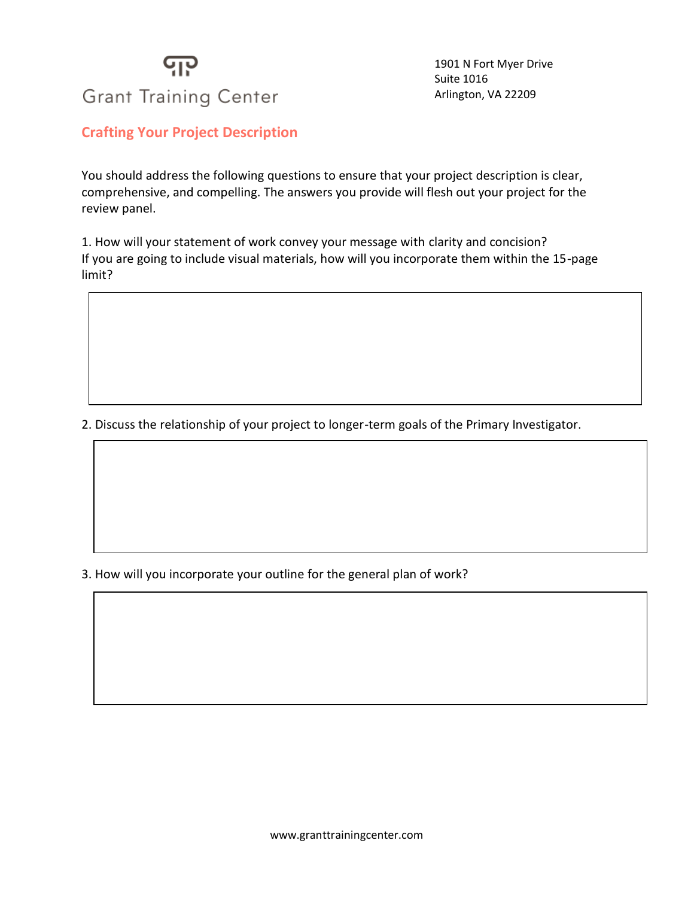Grant Training Center

1901 N Fort Myer Drive
Suite 1016
Arlington, VA 22209

## Crafting Your Project Description

You should address the following questions to ensure that your project description is clear, comprehensive, and compelling. The answers you provide will flesh out your project for the review panel.

1. How will your statement of work convey your message with clarity and concision? If you are going to include visual materials, how will you incorporate them within the 15-page limit?

2. Discuss the relationship of your project to longer-term goals of the Primary Investigator.

3. How will you incorporate your outline for the general plan of work?

www.granttrainingcenter.com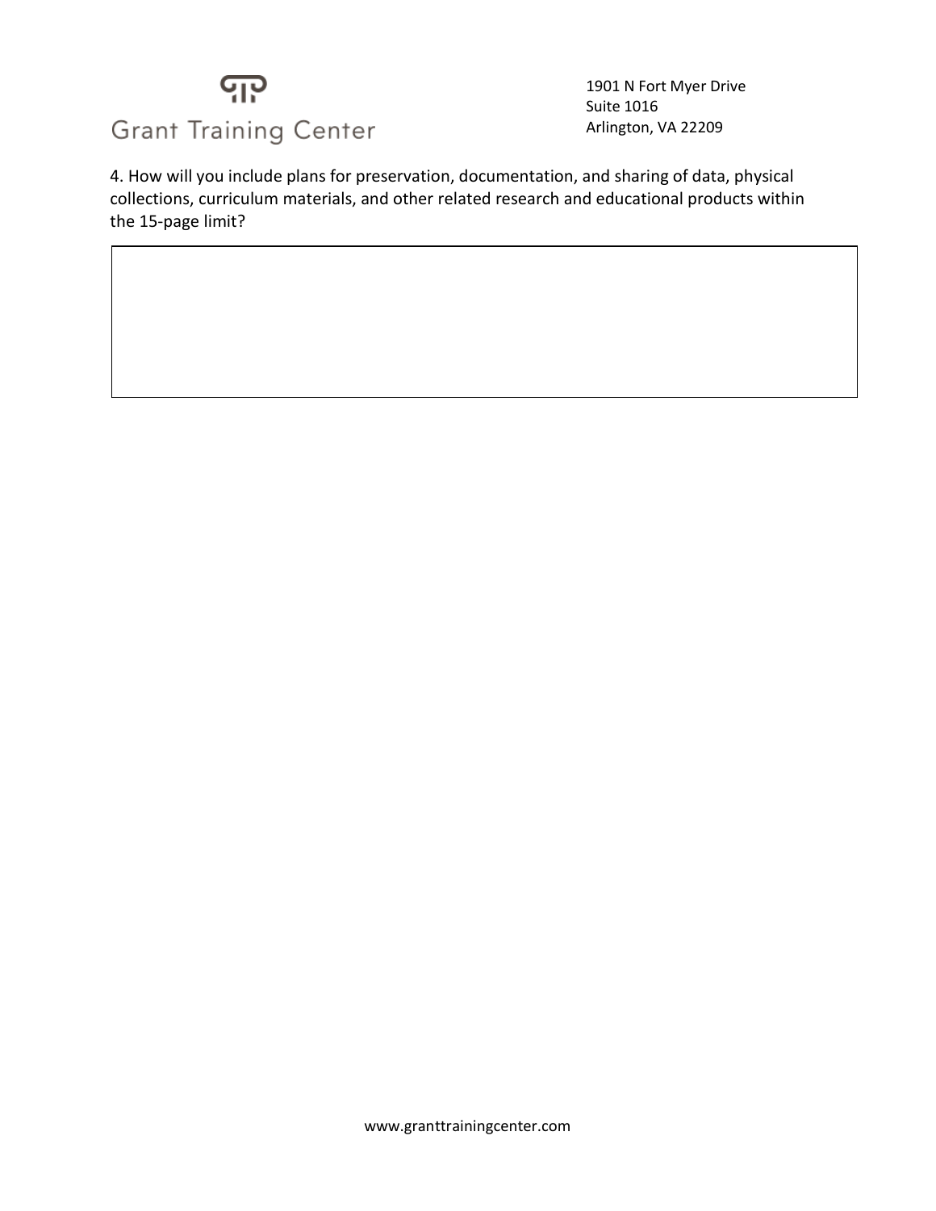4. How will you include plans for preservation, documentation, and sharing of data, physical collections, curriculum materials, and other related research and educational products within the 15-page limit?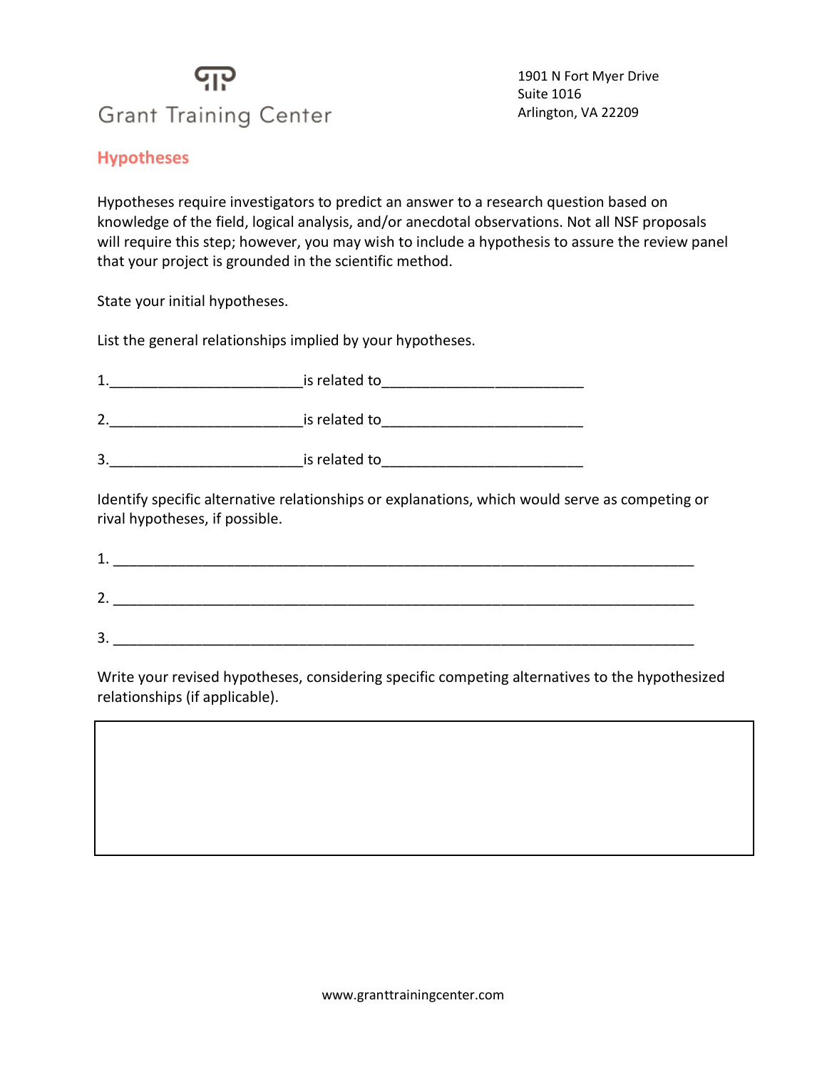Grant Training Center

1901 N Fort Myer Drive
Suite 1016
Arlington, VA 22209

## Hypotheses

Hypotheses require investigators to predict an answer to a research question based on knowledge of the field, logical analysis, and/or anecdotal observations. Not all NSF proposals will require this step; however, you may wish to include a hypothesis to assure the review panel that your project is grounded in the scientific method.

State your initial hypotheses.

List the general relationships implied by your hypotheses.

1.________________________is related to_________________________

2.________________________is related to_________________________

3.________________________is related to_________________________

Identify specific alternative relationships or explanations, which would serve as competing or rival hypotheses, if possible.

1. ________________________________________________________________________

2. ________________________________________________________________________

3. ________________________________________________________________________

Write your revised hypotheses, considering specific competing alternatives to the hypothesized relationships (if applicable).

www.granttrainingcenter.com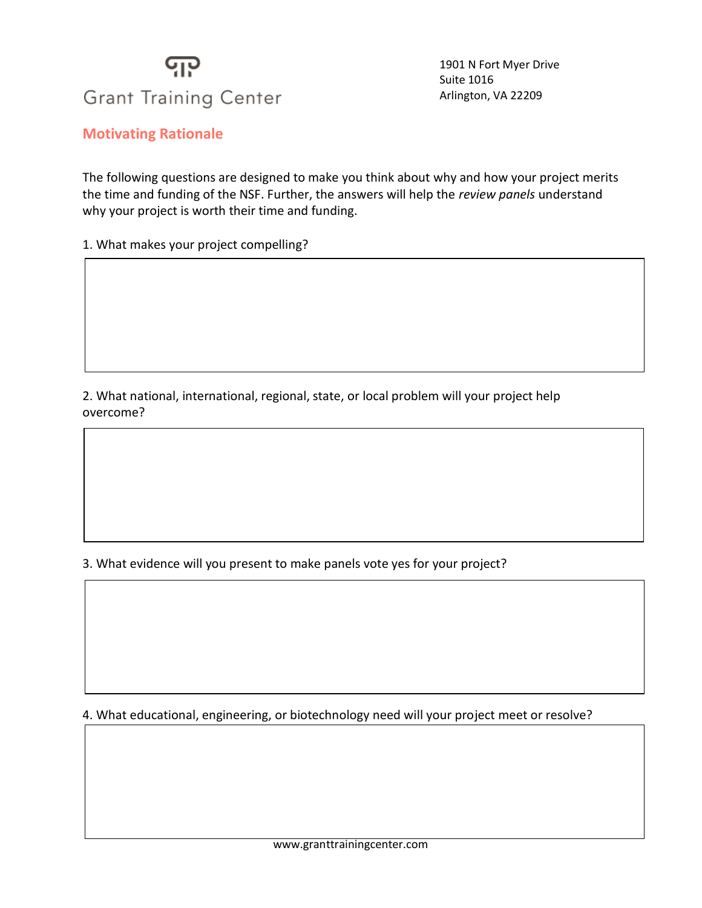Grant Training Center

1901 N Fort Myer Drive
Suite 1016
Arlington, VA 22209

## Motivating Rationale

The following questions are designed to make you think about why and how your project merits the time and funding of the NSF. Further, the answers will help the *review panels* understand why your project is worth their time and funding.

1. What makes your project compelling?

2. What national, international, regional, state, or local problem will your project help overcome?

3. What evidence will you present to make panels vote yes for your project?

4. What educational, engineering, or biotechnology need will your project meet or resolve?

www.granttrainingcenter.com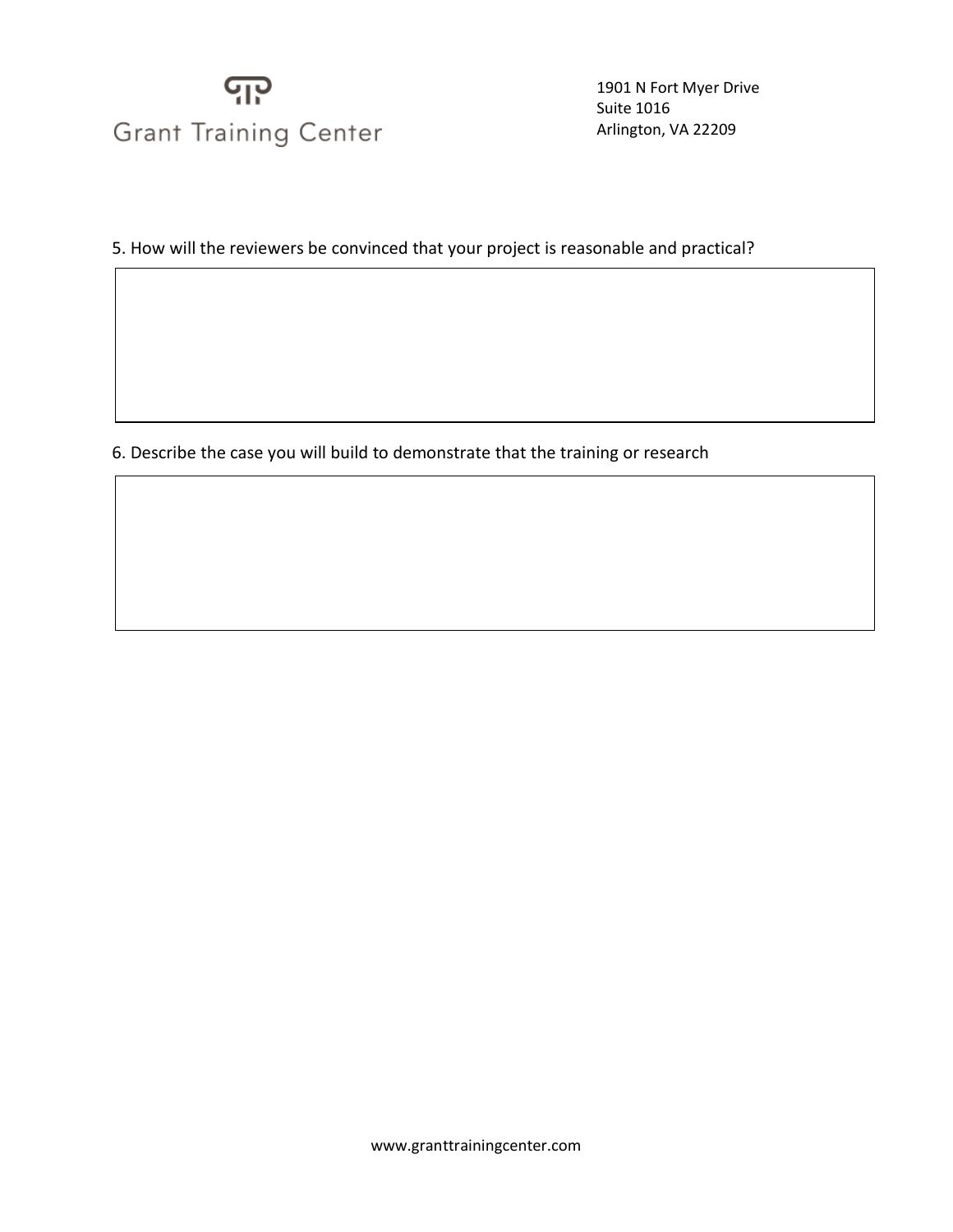5. How will the reviewers be convinced that your project is reasonable and practical?

6. Describe the case you will build to demonstrate that the training or research